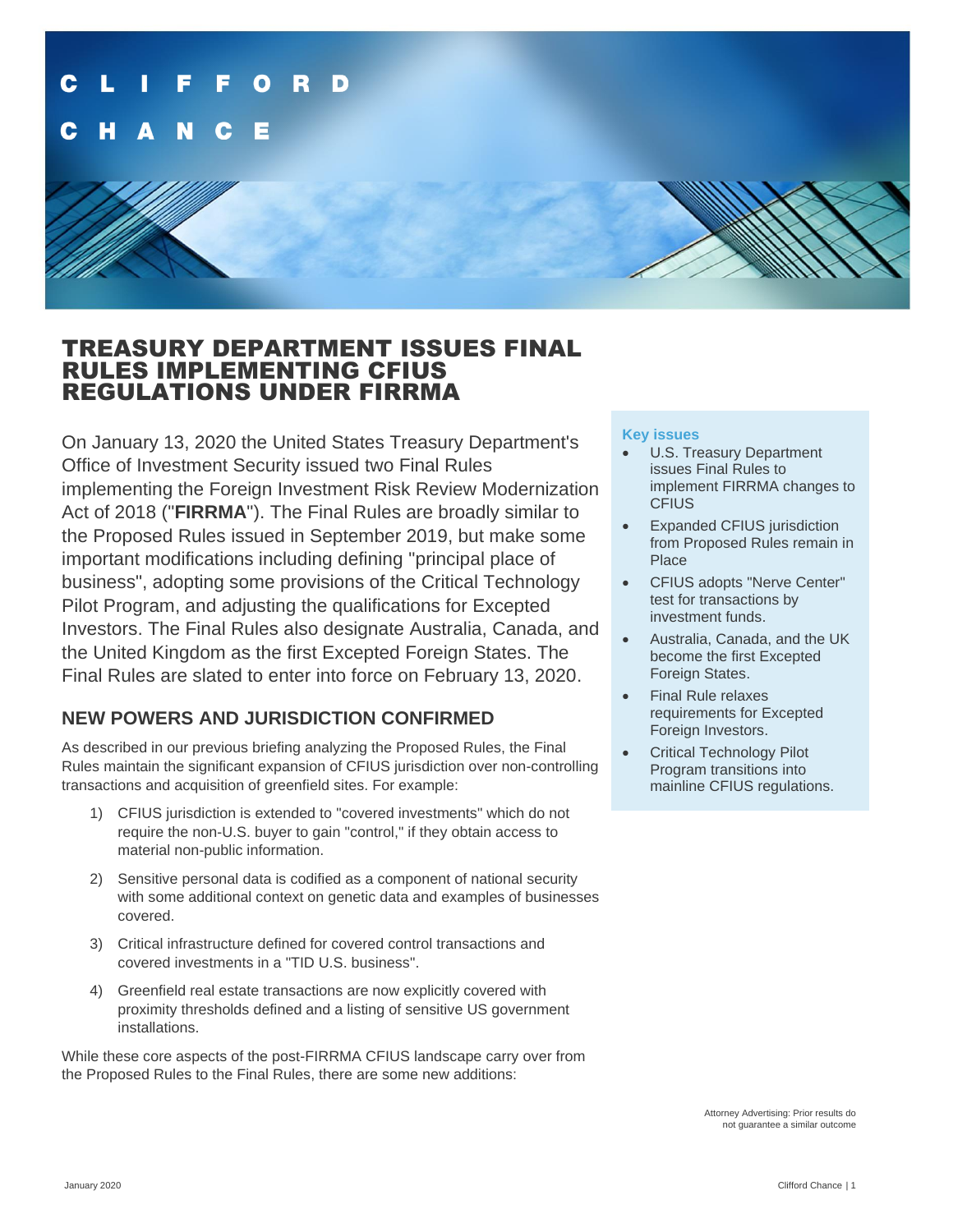# TREASURY DEPARTMENT ISSUES FINAL RULES IMPLEMENTING CFIUS REGULATIONS UNDER FIRRMA

On January 13, 2020 the United States Treasury Department's Office of Investment Security issued two Final Rules implementing the Foreign Investment Risk Review Modernization Act of 2018 ("**FIRRMA**"). The Final Rules are broadly similar to the Proposed Rules issued in September 2019, but make some important modifications including defining "principal place of business", adopting some provisions of the Critical Technology Pilot Program, and adjusting the qualifications for Excepted Investors. The Final Rules also designate Australia, Canada, and the United Kingdom as the first Excepted Foreign States. The Final Rules are slated to enter into force on February 13, 2020.

**Key issues**

- U.S. Treasury Department issues Final Rules to implement FIRRMA changes to CFIUS
- Expanded CFIUS jurisdiction from Proposed Rules remain in Place
- CFIUS adopts "Nerve Center" test for transactions by investment funds.
- Australia, Canada, and the UK become the first Excepted Foreign States.
- Final Rule relaxes requirements for Excepted Foreign Investors.
- Critical Technology Pilot Program transitions into mainline CFIUS regulations.

## NEW POWERS AND JURISDICTION CONFIRMED

As described in our previous briefing analyzing the Proposed Rules, the Final Rules maintain the significant expansion of CFIUS jurisdiction over non-controlling transactions and acquisition of greenfield sites. For example:

1) CFIUS jurisdiction is extended to "covered investments" which do not require the non-U.S. buyer to gain "control," if they obtain access to material non-public information.
2) Sensitive personal data is codified as a component of national security with some additional context on genetic data and examples of businesses covered.
3) Critical infrastructure defined for covered control transactions and covered investments in a "TID U.S. business".
4) Greenfield real estate transactions are now explicitly covered with proximity thresholds defined and a listing of sensitive US government installations.

While these core aspects of the post-FIRRMA CFIUS landscape carry over from the Proposed Rules to the Final Rules, there are some new additions:

Attorney Advertising: Prior results do not guarantee a similar outcome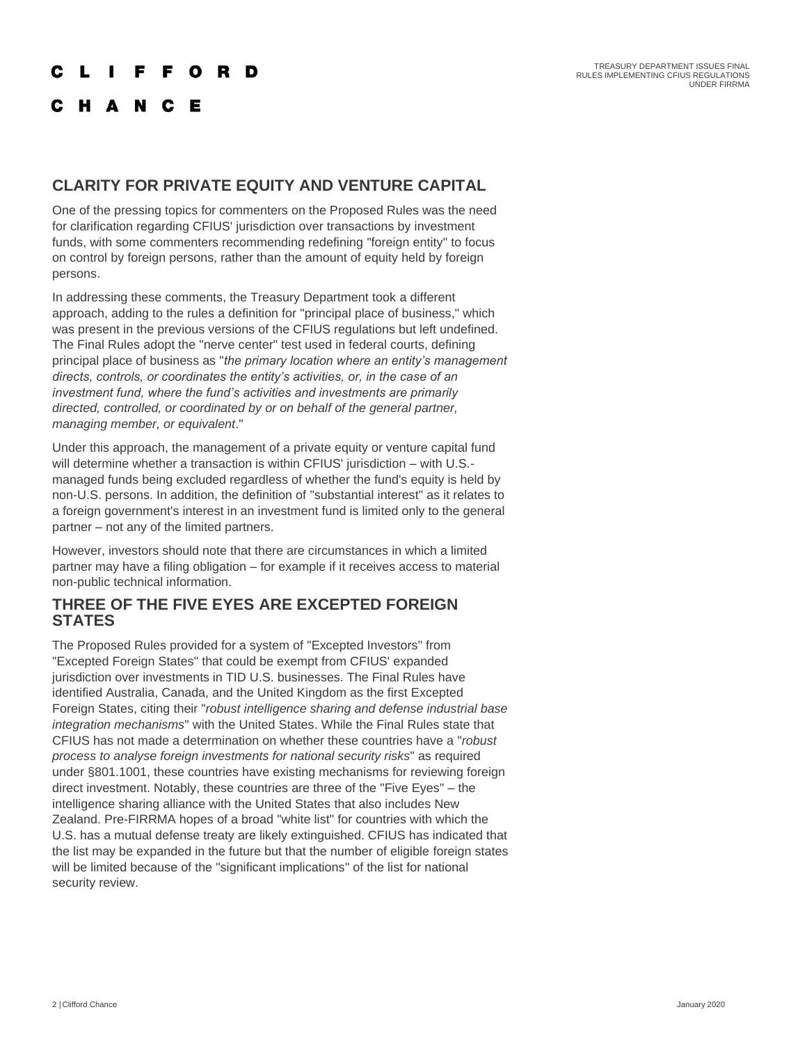## CLARITY FOR PRIVATE EQUITY AND VENTURE CAPITAL

One of the pressing topics for commenters on the Proposed Rules was the need for clarification regarding CFIUS' jurisdiction over transactions by investment funds, with some commenters recommending redefining "foreign entity" to focus on control by foreign persons, rather than the amount of equity held by foreign persons.

In addressing these comments, the Treasury Department took a different approach, adding to the rules a definition for "principal place of business," which was present in the previous versions of the CFIUS regulations but left undefined. The Final Rules adopt the "nerve center" test used in federal courts, defining principal place of business as "*the primary location where an entity's management directs, controls, or coordinates the entity's activities, or, in the case of an investment fund, where the fund's activities and investments are primarily directed, controlled, or coordinated by or on behalf of the general partner, managing member, or equivalent*."

Under this approach, the management of a private equity or venture capital fund will determine whether a transaction is within CFIUS' jurisdiction – with U.S.-managed funds being excluded regardless of whether the fund's equity is held by non-U.S. persons. In addition, the definition of "substantial interest" as it relates to a foreign government's interest in an investment fund is limited only to the general partner – not any of the limited partners.

However, investors should note that there are circumstances in which a limited partner may have a filing obligation – for example if it receives access to material non-public technical information.

## THREE OF THE FIVE EYES ARE EXCEPTED FOREIGN STATES

The Proposed Rules provided for a system of "Excepted Investors" from "Excepted Foreign States" that could be exempt from CFIUS' expanded jurisdiction over investments in TID U.S. businesses. The Final Rules have identified Australia, Canada, and the United Kingdom as the first Excepted Foreign States, citing their "*robust intelligence sharing and defense industrial base integration mechanisms*" with the United States. While the Final Rules state that CFIUS has not made a determination on whether these countries have a "*robust process to analyse foreign investments for national security risks*" as required under §801.1001, these countries have existing mechanisms for reviewing foreign direct investment. Notably, these countries are three of the "Five Eyes" – the intelligence sharing alliance with the United States that also includes New Zealand. Pre-FIRRMA hopes of a broad "white list" for countries with which the U.S. has a mutual defense treaty are likely extinguished. CFIUS has indicated that the list may be expanded in the future but that the number of eligible foreign states will be limited because of the "significant implications" of the list for national security review.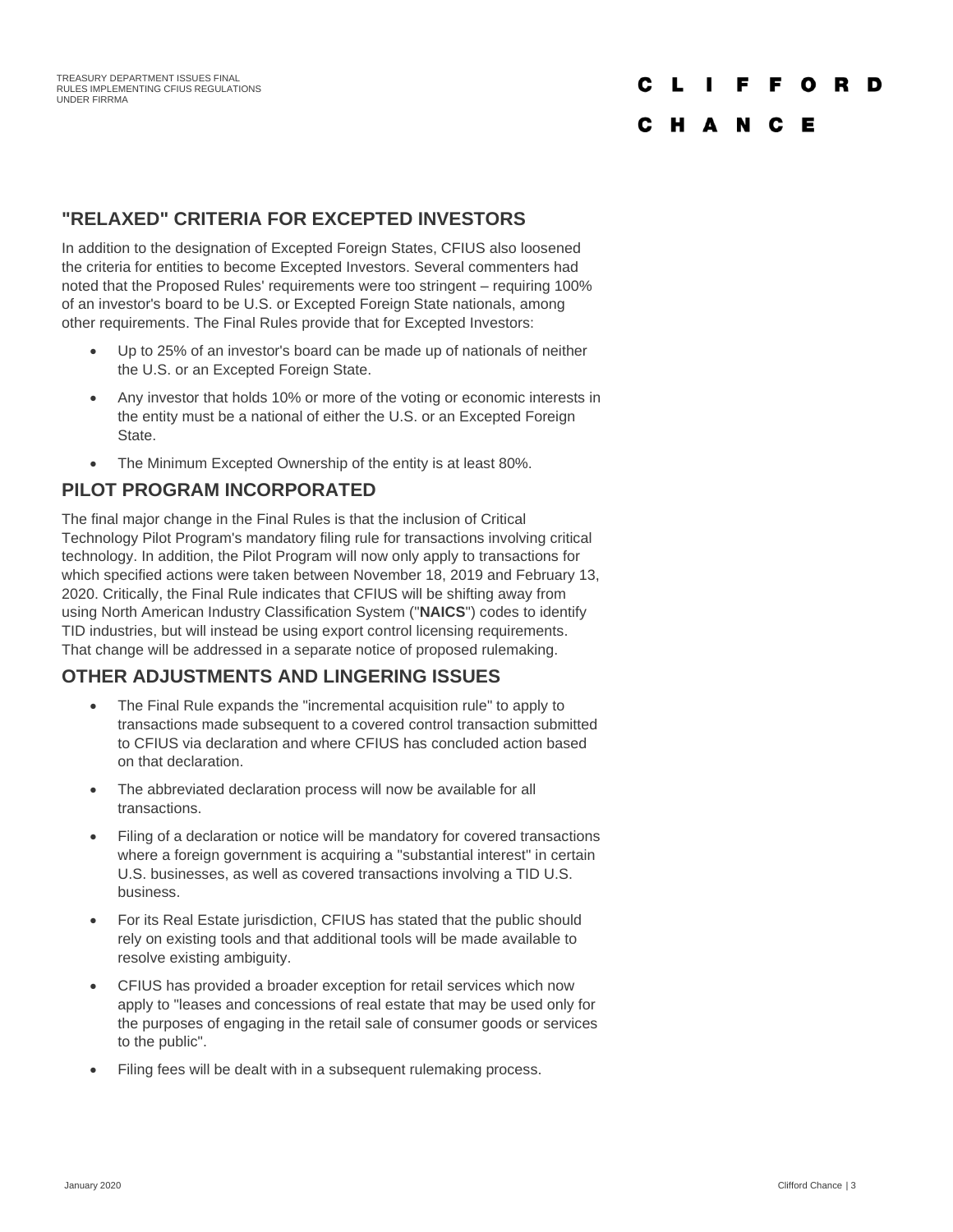## "RELAXED" CRITERIA FOR EXCEPTED INVESTORS

In addition to the designation of Excepted Foreign States, CFIUS also loosened the criteria for entities to become Excepted Investors. Several commenters had noted that the Proposed Rules' requirements were too stringent – requiring 100% of an investor's board to be U.S. or Excepted Foreign State nationals, among other requirements. The Final Rules provide that for Excepted Investors:

- Up to 25% of an investor's board can be made up of nationals of neither the U.S. or an Excepted Foreign State.
- Any investor that holds 10% or more of the voting or economic interests in the entity must be a national of either the U.S. or an Excepted Foreign State.
- The Minimum Excepted Ownership of the entity is at least 80%.

## PILOT PROGRAM INCORPORATED

The final major change in the Final Rules is that the inclusion of Critical Technology Pilot Program's mandatory filing rule for transactions involving critical technology. In addition, the Pilot Program will now only apply to transactions for which specified actions were taken between November 18, 2019 and February 13, 2020. Critically, the Final Rule indicates that CFIUS will be shifting away from using North American Industry Classification System ("**NAICS**") codes to identify TID industries, but will instead be using export control licensing requirements. That change will be addressed in a separate notice of proposed rulemaking.

## OTHER ADJUSTMENTS AND LINGERING ISSUES

- The Final Rule expands the "incremental acquisition rule" to apply to transactions made subsequent to a covered control transaction submitted to CFIUS via declaration and where CFIUS has concluded action based on that declaration.
- The abbreviated declaration process will now be available for all transactions.
- Filing of a declaration or notice will be mandatory for covered transactions where a foreign government is acquiring a "substantial interest" in certain U.S. businesses, as well as covered transactions involving a TID U.S. business.
- For its Real Estate jurisdiction, CFIUS has stated that the public should rely on existing tools and that additional tools will be made available to resolve existing ambiguity.
- CFIUS has provided a broader exception for retail services which now apply to "leases and concessions of real estate that may be used only for the purposes of engaging in the retail sale of consumer goods or services to the public".
- Filing fees will be dealt with in a subsequent rulemaking process.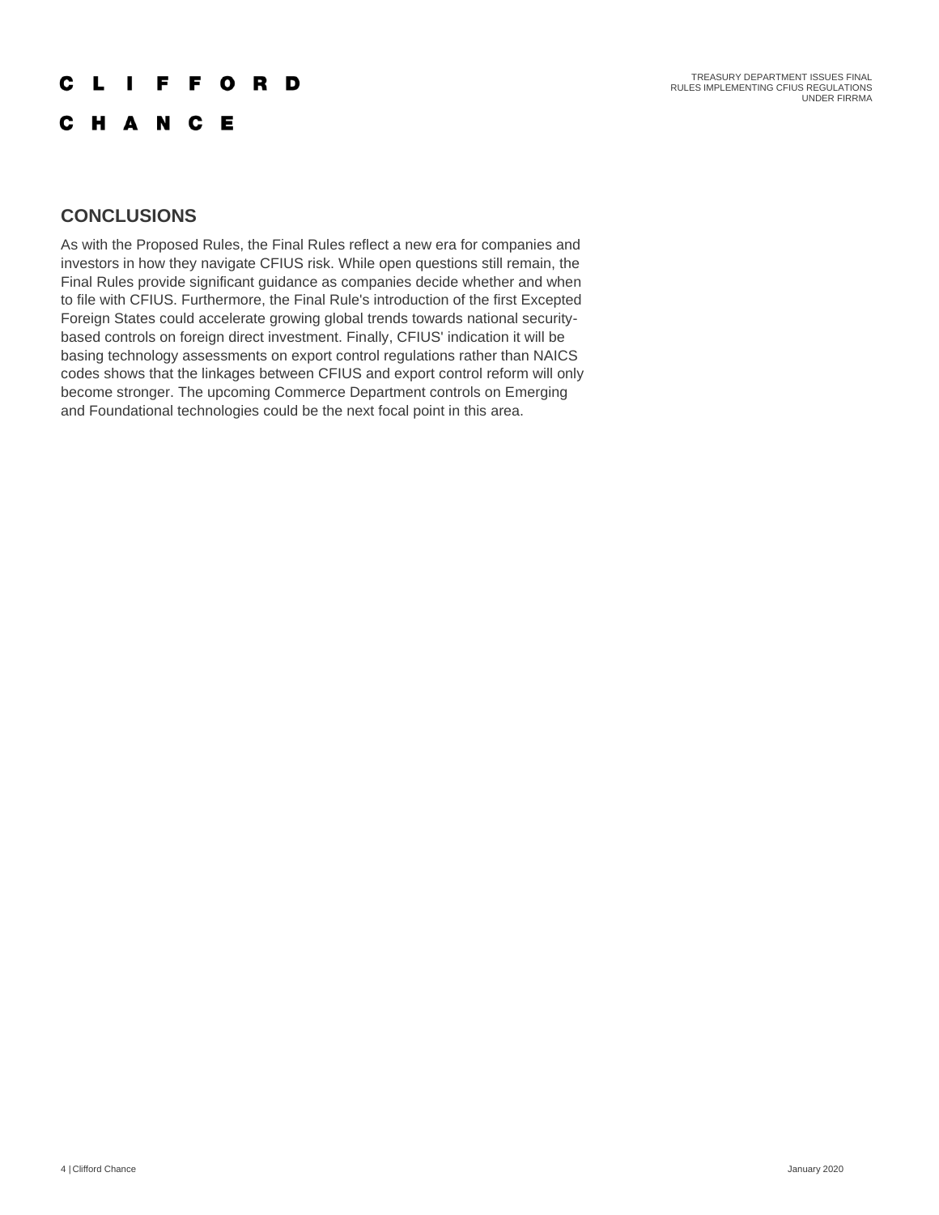## CONCLUSIONS

As with the Proposed Rules, the Final Rules reflect a new era for companies and investors in how they navigate CFIUS risk. While open questions still remain, the Final Rules provide significant guidance as companies decide whether and when to file with CFIUS. Furthermore, the Final Rule's introduction of the first Excepted Foreign States could accelerate growing global trends towards national security-based controls on foreign direct investment. Finally, CFIUS' indication it will be basing technology assessments on export control regulations rather than NAICS codes shows that the linkages between CFIUS and export control reform will only become stronger. The upcoming Commerce Department controls on Emerging and Foundational technologies could be the next focal point in this area.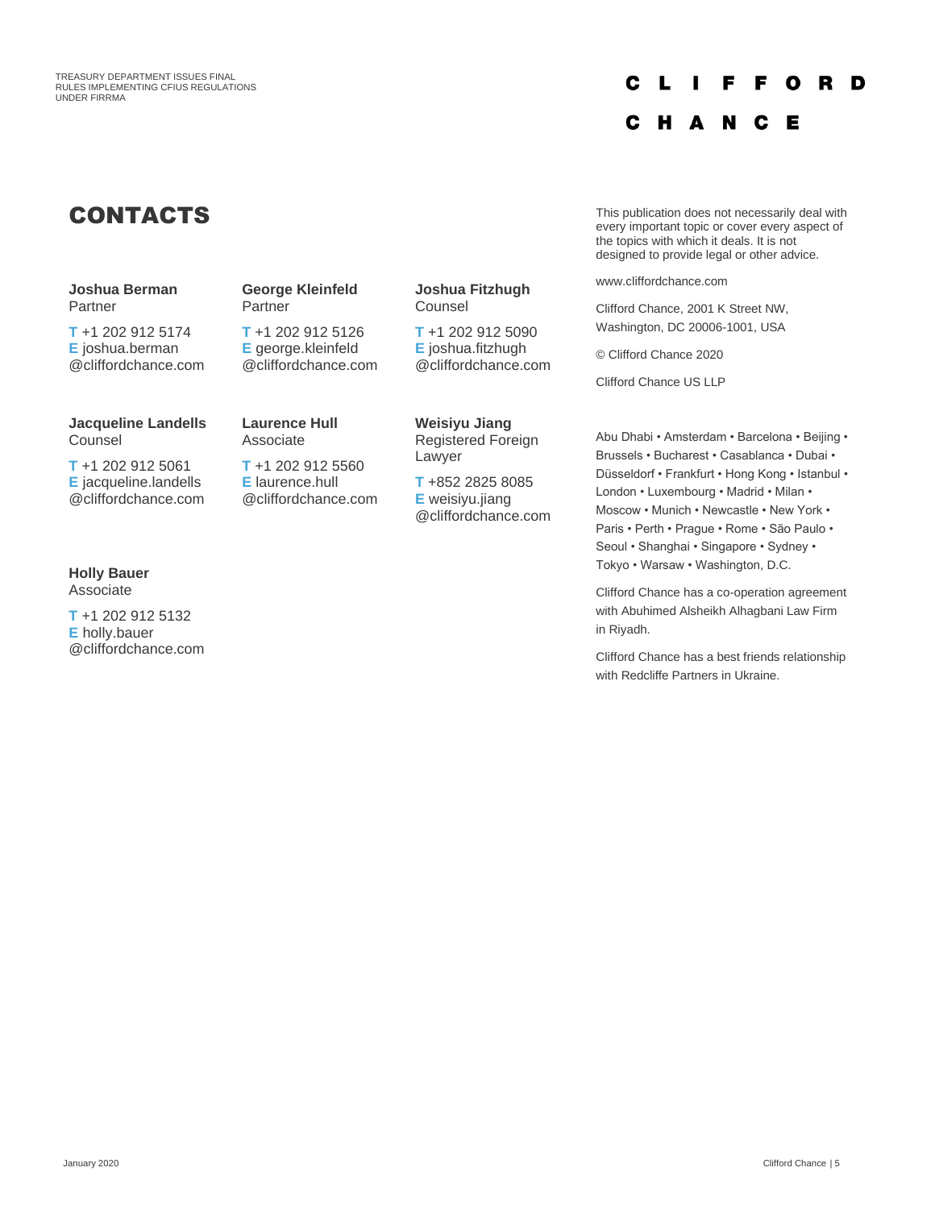# CONTACTS

**Joshua Berman**
Partner

**T** +1 202 912 5174
**E** joshua.berman@cliffordchance.com

**George Kleinfeld**
Partner

**T** +1 202 912 5126
**E** george.kleinfeld@cliffordchance.com

**Joshua Fitzhugh**
Counsel

**T** +1 202 912 5090
**E** joshua.fitzhugh@cliffordchance.com

**Jacqueline Landells**
Counsel

**T** +1 202 912 5061
**E** jacqueline.landells@cliffordchance.com

**Laurence Hull**
Associate

**T** +1 202 912 5560
**E** laurence.hull@cliffordchance.com

**Weisiyu Jiang**
Registered Foreign Lawyer

**T** +852 2825 8085
**E** weisiyu.jiang@cliffordchance.com

**Holly Bauer**
Associate

**T** +1 202 912 5132
**E** holly.bauer@cliffordchance.com

This publication does not necessarily deal with every important topic or cover every aspect of the topics with which it deals. It is not designed to provide legal or other advice.

www.cliffordchance.com

Clifford Chance, 2001 K Street NW, Washington, DC 20006-1001, USA

© Clifford Chance 2020

Clifford Chance US LLP

Abu Dhabi • Amsterdam • Barcelona • Beijing • Brussels • Bucharest • Casablanca • Dubai • Düsseldorf • Frankfurt • Hong Kong • Istanbul • London • Luxembourg • Madrid • Milan • Moscow • Munich • Newcastle • New York • Paris • Perth • Prague • Rome • São Paulo • Seoul • Shanghai • Singapore • Sydney • Tokyo • Warsaw • Washington, D.C.

Clifford Chance has a co-operation agreement with Abuhimed Alsheikh Alhagbani Law Firm in Riyadh.

Clifford Chance has a best friends relationship with Redcliffe Partners in Ukraine.